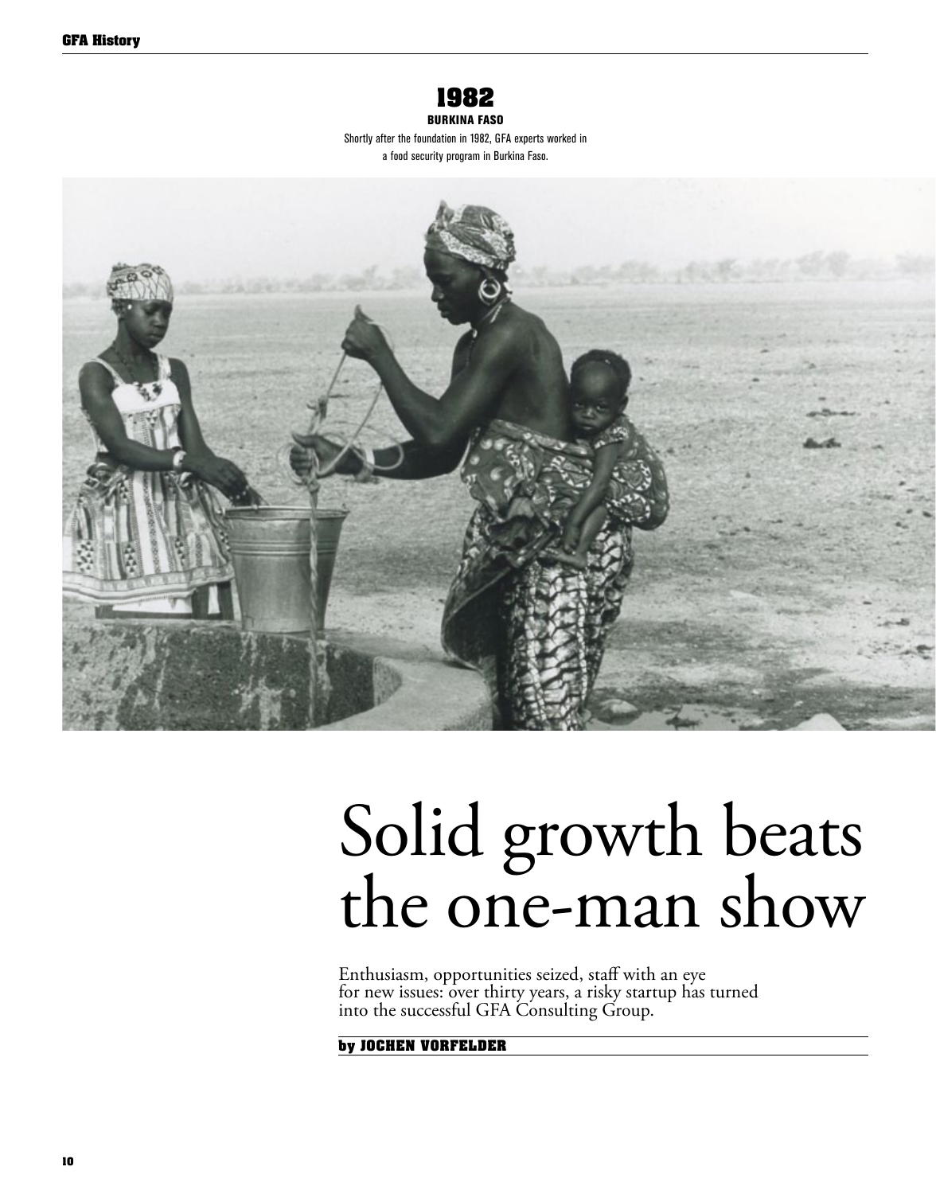## 1982

**BURKINA FASO**

Shortly after the foundation in 1982, GFA experts worked in a food security program in Burkina Faso.

# Solid growth beats the one-man show

Enthusiasm, opportunities seized, staff with an eye for new issues: over thirty years, a risky startup has turned into the successful GFA Consulting Group.

**by JOCHEN VORFELDER**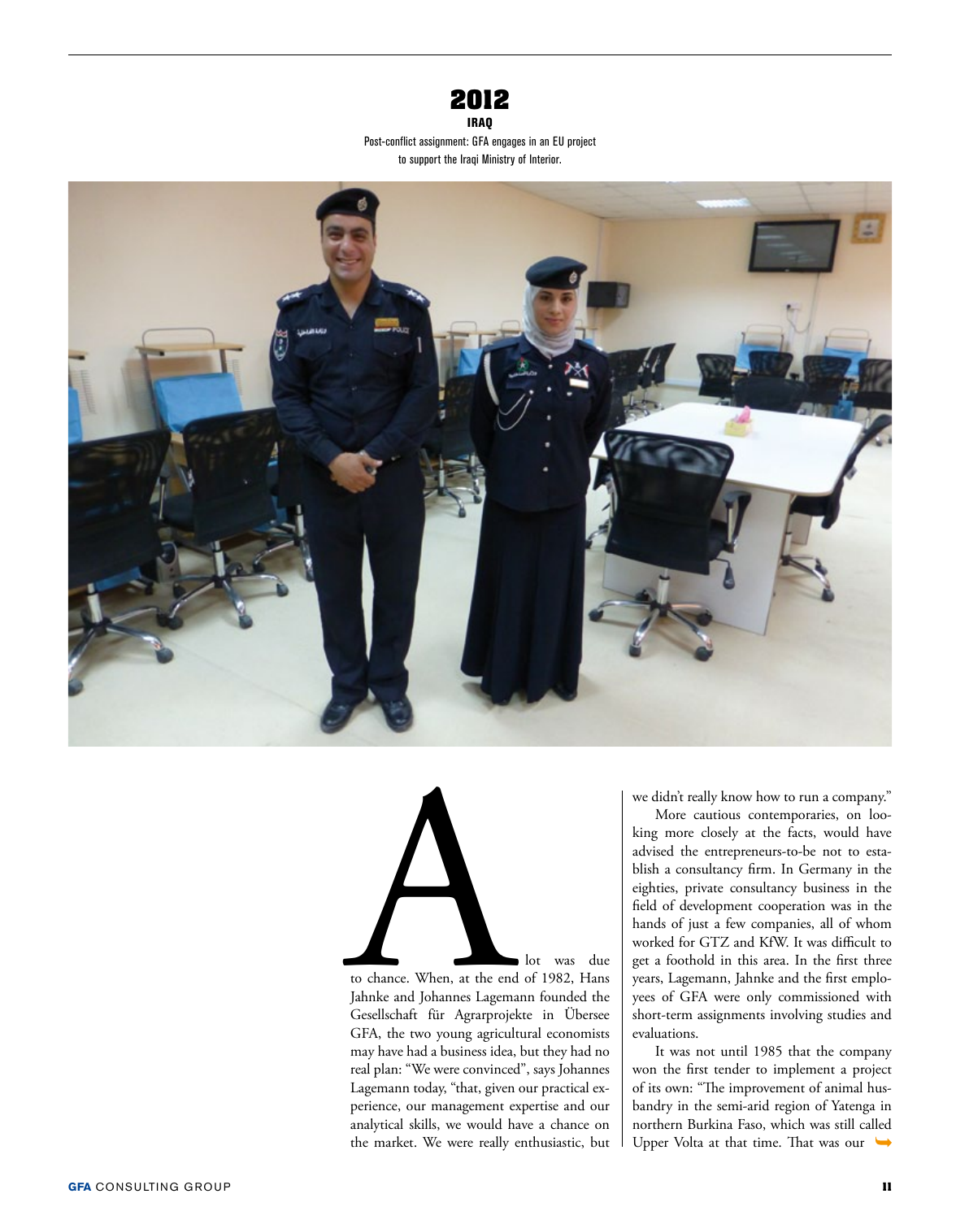## 2012

**IRAQ**

Post-conflict assignment: GFA engages in an EU project to support the Iraqi Ministry of Interior.

A lot was due to chance. When, at the end of 1982, Hans Jahnke and Johannes Lagemann founded the Gesellschaft für Agrarprojekte in Übersee GFA, the two young agricultural economists may have had a business idea, but they had no real plan: "We were convinced", says Johannes Lagemann today, "that, given our practical experience, our management expertise and our analytical skills, we would have a chance on the market. We were really enthusiastic, but we didn't really know how to run a company."

More cautious contemporaries, on looking more closely at the facts, would have advised the entrepreneurs-to-be not to establish a consultancy firm. In Germany in the eighties, private consultancy business in the field of development cooperation was in the hands of just a few companies, all of whom worked for GTZ and KfW. It was difficult to get a foothold in this area. In the first three years, Lagemann, Jahnke and the first employees of GFA were only commissioned with short-term assignments involving studies and evaluations.

It was not until 1985 that the company won the first tender to implement a project of its own: "The improvement of animal husbandry in the semi-arid region of Yatenga in northern Burkina Faso, which was still called Upper Volta at that time. That was our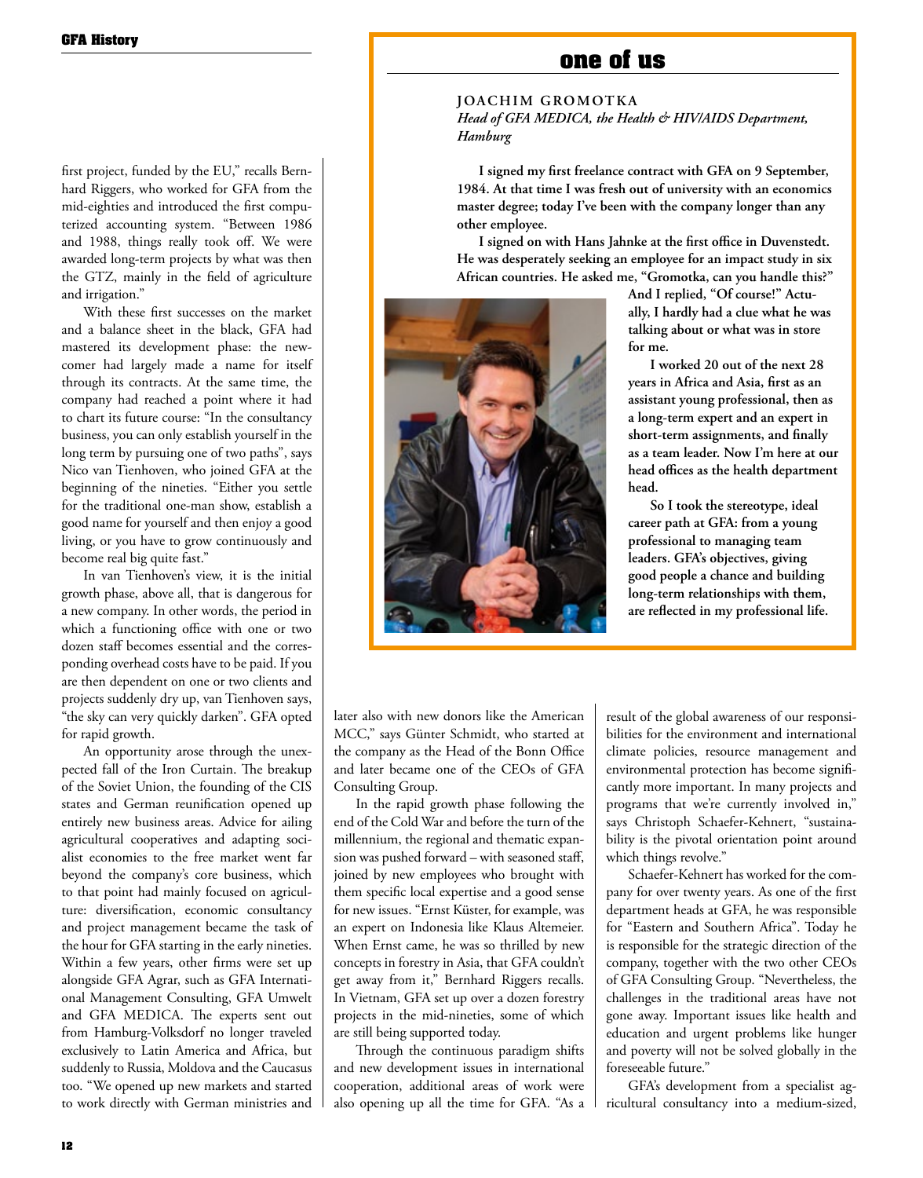first project, funded by the EU," recalls Bernhard Riggers, who worked for GFA from the mid-eighties and introduced the first computerized accounting system. "Between 1986 and 1988, things really took off. We were awarded long-term projects by what was then the GTZ, mainly in the field of agriculture and irrigation."

With these first successes on the market and a balance sheet in the black, GFA had mastered its development phase: the newcomer had largely made a name for itself through its contracts. At the same time, the company had reached a point where it had to chart its future course: "In the consultancy business, you can only establish yourself in the long term by pursuing one of two paths", says Nico van Tienhoven, who joined GFA at the beginning of the nineties. "Either you settle for the traditional one-man show, establish a good name for yourself and then enjoy a good living, or you have to grow continuously and become real big quite fast."

In van Tienhoven's view, it is the initial growth phase, above all, that is dangerous for a new company. In other words, the period in which a functioning office with one or two dozen staff becomes essential and the corresponding overhead costs have to be paid. If you are then dependent on one or two clients and projects suddenly dry up, van Tienhoven says, "the sky can very quickly darken". GFA opted for rapid growth.

An opportunity arose through the unexpected fall of the Iron Curtain. The breakup of the Soviet Union, the founding of the CIS states and German reunification opened up entirely new business areas. Advice for ailing agricultural cooperatives and adapting socialist economies to the free market went far beyond the company's core business, which to that point had mainly focused on agriculture: diversification, economic consultancy and project management became the task of the hour for GFA starting in the early nineties. Within a few years, other firms were set up alongside GFA Agrar, such as GFA International Management Consulting, GFA Umwelt and GFA MEDICA. The experts sent out from Hamburg-Volksdorf no longer traveled exclusively to Latin America and Africa, but suddenly to Russia, Moldova and the Caucasus too. "We opened up new markets and started to work directly with German ministries and later also with new donors like the American MCC," says Günter Schmidt, who started at the company as the Head of the Bonn Office and later became one of the CEOs of GFA Consulting Group.

In the rapid growth phase following the end of the Cold War and before the turn of the millennium, the regional and thematic expansion was pushed forward – with seasoned staff, joined by new employees who brought with them specific local expertise and a good sense for new issues. "Ernst Küster, for example, was an expert on Indonesia like Klaus Altemeier. When Ernst came, he was so thrilled by new concepts in forestry in Asia, that GFA couldn't get away from it," Bernhard Riggers recalls. In Vietnam, GFA set up over a dozen forestry projects in the mid-nineties, some of which are still being supported today.

Through the continuous paradigm shifts and new development issues in international cooperation, additional areas of work were also opening up all the time for GFA. "As a result of the global awareness of our responsibilities for the environment and international climate policies, resource management and environmental protection has become significantly more important. In many projects and programs that we're currently involved in," says Christoph Schaefer-Kehnert, "sustainability is the pivotal orientation point around which things revolve."

Schaefer-Kehnert has worked for the company for over twenty years. As one of the first department heads at GFA, he was responsible for "Eastern and Southern Africa". Today he is responsible for the strategic direction of the company, together with the two other CEOs of GFA Consulting Group. "Nevertheless, the challenges in the traditional areas have not gone away. Important issues like health and education and urgent problems like hunger and poverty will not be solved globally in the foreseeable future."

GFA's development from a specialist agricultural consultancy into a medium-sized,

## one of us

**JOACHIM GROMOTKA**

*Head of GFA MEDICA, the Health & HIV/AIDS Department, Hamburg*

**I signed my first freelance contract with GFA on 9 September, 1984. At that time I was fresh out of university with an economics master degree; today I've been with the company longer than any other employee.**

**I signed on with Hans Jahnke at the first office in Duvenstedt. He was desperately seeking an employee for an impact study in six African countries. He asked me, "Gromotka, can you handle this?" And I replied, "Of course!" Actually, I hardly had a clue what he was talking about or what was in store for me.**

**I worked 20 out of the next 28 years in Africa and Asia, first as an assistant young professional, then as a long-term expert and an expert in short-term assignments, and finally as a team leader. Now I'm here at our head offices as the health department head.**

**So I took the stereotype, ideal career path at GFA: from a young professional to managing team leaders. GFA's objectives, giving good people a chance and building long-term relationships with them, are reflected in my professional life.**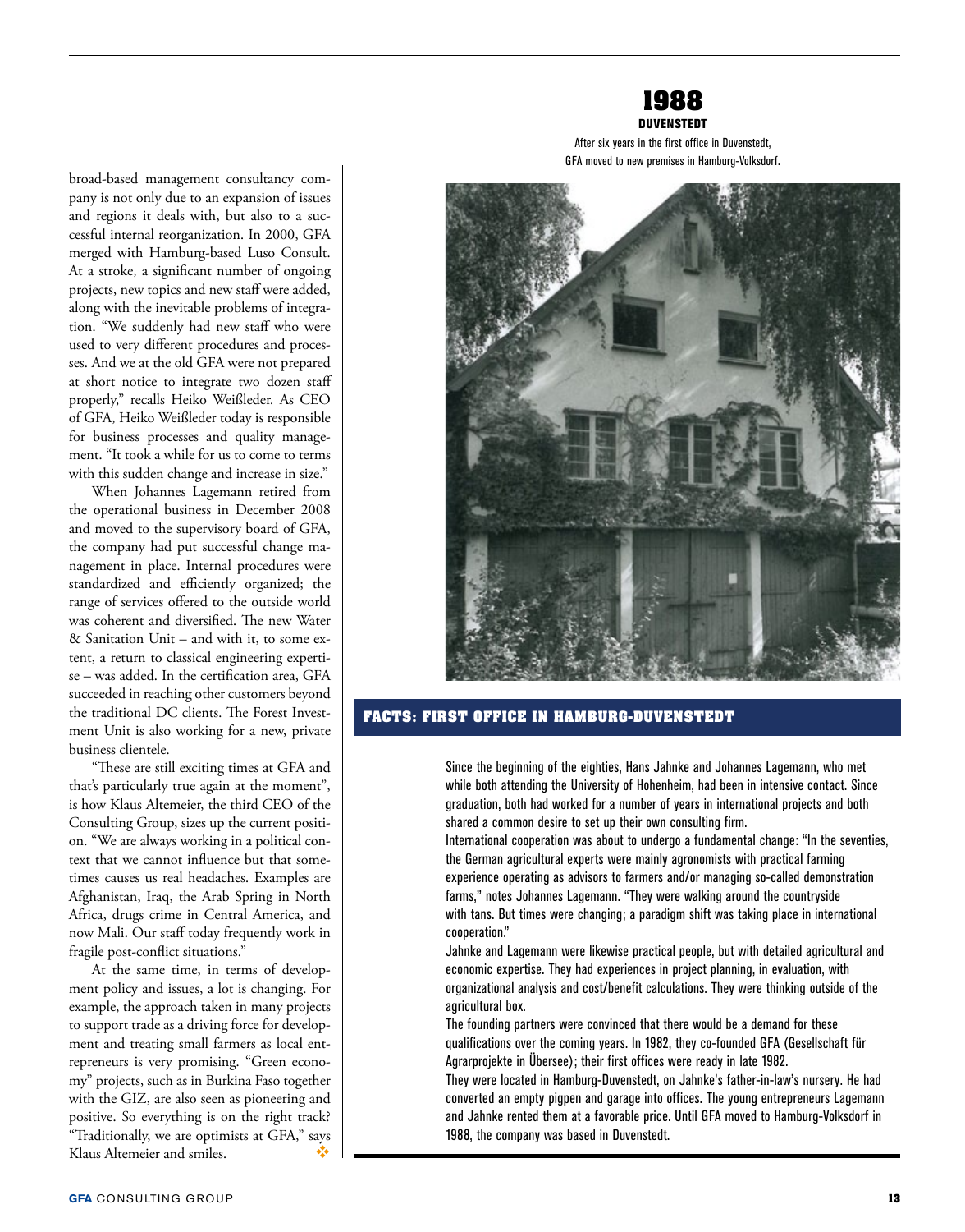broad-based management consultancy company is not only due to an expansion of issues and regions it deals with, but also to a successful internal reorganization. In 2000, GFA merged with Hamburg-based Luso Consult. At a stroke, a significant number of ongoing projects, new topics and new staff were added, along with the inevitable problems of integration. "We suddenly had new staff who were used to very different procedures and processes. And we at the old GFA were not prepared at short notice to integrate two dozen staff properly," recalls Heiko Weißleder. As CEO of GFA, Heiko Weißleder today is responsible for business processes and quality management. "It took a while for us to come to terms with this sudden change and increase in size."

When Johannes Lagemann retired from the operational business in December 2008 and moved to the supervisory board of GFA, the company had put successful change management in place. Internal procedures were standardized and efficiently organized; the range of services offered to the outside world was coherent and diversified. The new Water & Sanitation Unit – and with it, to some extent, a return to classical engineering expertise – was added. In the certification area, GFA succeeded in reaching other customers beyond the traditional DC clients. The Forest Investment Unit is also working for a new, private business clientele.

"These are still exciting times at GFA and that's particularly true again at the moment", is how Klaus Altemeier, the third CEO of the Consulting Group, sizes up the current position. "We are always working in a political context that we cannot influence but that sometimes causes us real headaches. Examples are Afghanistan, Iraq, the Arab Spring in North Africa, drugs crime in Central America, and now Mali. Our staff today frequently work in fragile post-conflict situations."

At the same time, in terms of development policy and issues, a lot is changing. For example, the approach taken in many projects to support trade as a driving force for development and treating small farmers as local entrepreneurs is very promising. "Green economy" projects, such as in Burkina Faso together with the GIZ, are also seen as pioneering and positive. So everything is on the right track? "Traditionally, we are optimists at GFA," says Klaus Altemeier and smiles.

## 1988

**DUVENSTEDT**

After six years in the first office in Duvenstedt, GFA moved to new premises in Hamburg-Volksdorf.

## FACTS: FIRST OFFICE IN HAMBURG-DUVENSTEDT

Since the beginning of the eighties, Hans Jahnke and Johannes Lagemann, who met while both attending the University of Hohenheim, had been in intensive contact. Since graduation, both had worked for a number of years in international projects and both shared a common desire to set up their own consulting firm.

International cooperation was about to undergo a fundamental change: "In the seventies, the German agricultural experts were mainly agronomists with practical farming experience operating as advisors to farmers and/or managing so-called demonstration farms," notes Johannes Lagemann. "They were walking around the countryside with tans. But times were changing; a paradigm shift was taking place in international cooperation."

Jahnke and Lagemann were likewise practical people, but with detailed agricultural and economic expertise. They had experiences in project planning, in evaluation, with organizational analysis and cost/benefit calculations. They were thinking outside of the agricultural box.

The founding partners were convinced that there would be a demand for these qualifications over the coming years. In 1982, they co-founded GFA (Gesellschaft für Agrarprojekte in Übersee); their first offices were ready in late 1982.

They were located in Hamburg-Duvenstedt, on Jahnke's father-in-law's nursery. He had converted an empty pigpen and garage into offices. The young entrepreneurs Lagemann and Jahnke rented them at a favorable price. Until GFA moved to Hamburg-Volksdorf in 1988, the company was based in Duvenstedt.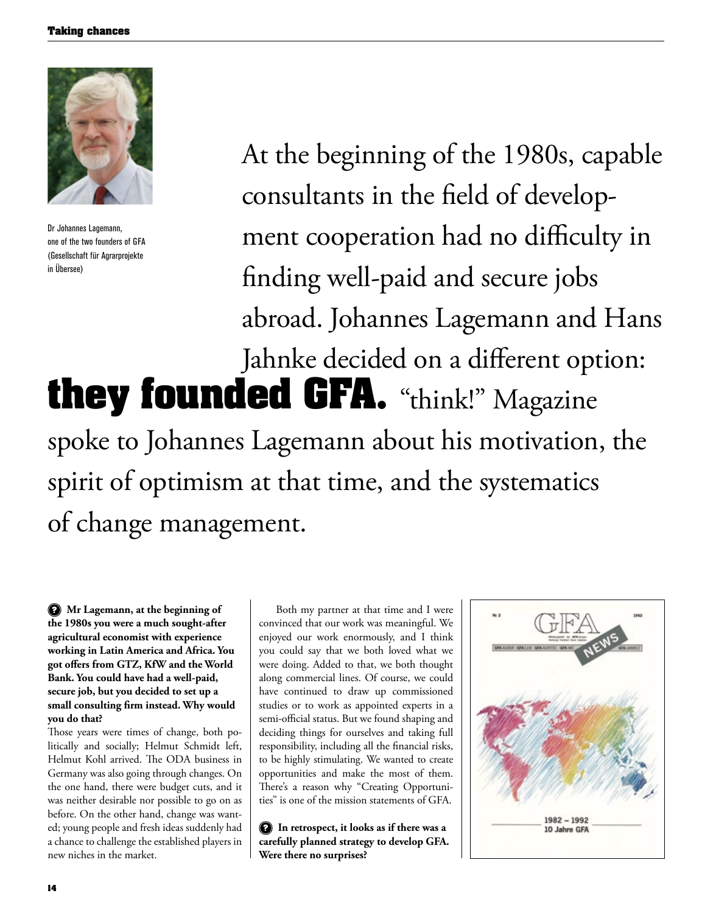Dr Johannes Lagemann, one of the two founders of GFA (Gesellschaft für Agrarprojekte in Übersee)

At the beginning of the 1980s, capable consultants in the field of development cooperation had no difficulty in finding well-paid and secure jobs abroad. Johannes Lagemann and Hans Jahnke decided on a different option: **they founded GFA.** "think!" Magazine spoke to Johannes Lagemann about his motivation, the spirit of optimism at that time, and the systematics of change management.

**Mr Lagemann, at the beginning of the 1980s you were a much sought-after agricultural economist with experience working in Latin America and Africa. You got offers from GTZ, KfW and the World Bank. You could have had a well-paid, secure job, but you decided to set up a small consulting firm instead. Why would you do that?**

Those years were times of change, both politically and socially; Helmut Schmidt left, Helmut Kohl arrived. The ODA business in Germany was also going through changes. On the one hand, there were budget cuts, and it was neither desirable nor possible to go on as before. On the other hand, change was wanted; young people and fresh ideas suddenly had a chance to challenge the established players in new niches in the market.

Both my partner at that time and I were convinced that our work was meaningful. We enjoyed our work enormously, and I think you could say that we both loved what we were doing. Added to that, we both thought along commercial lines. Of course, we could have continued to draw up commissioned studies or to work as appointed experts in a semi-official status. But we found shaping and deciding things for ourselves and taking full responsibility, including all the financial risks, to be highly stimulating. We wanted to create opportunities and make the most of them. There's a reason why "Creating Opportunities" is one of the mission statements of GFA.

**In retrospect, it looks as if there was a carefully planned strategy to develop GFA. Were there no surprises?**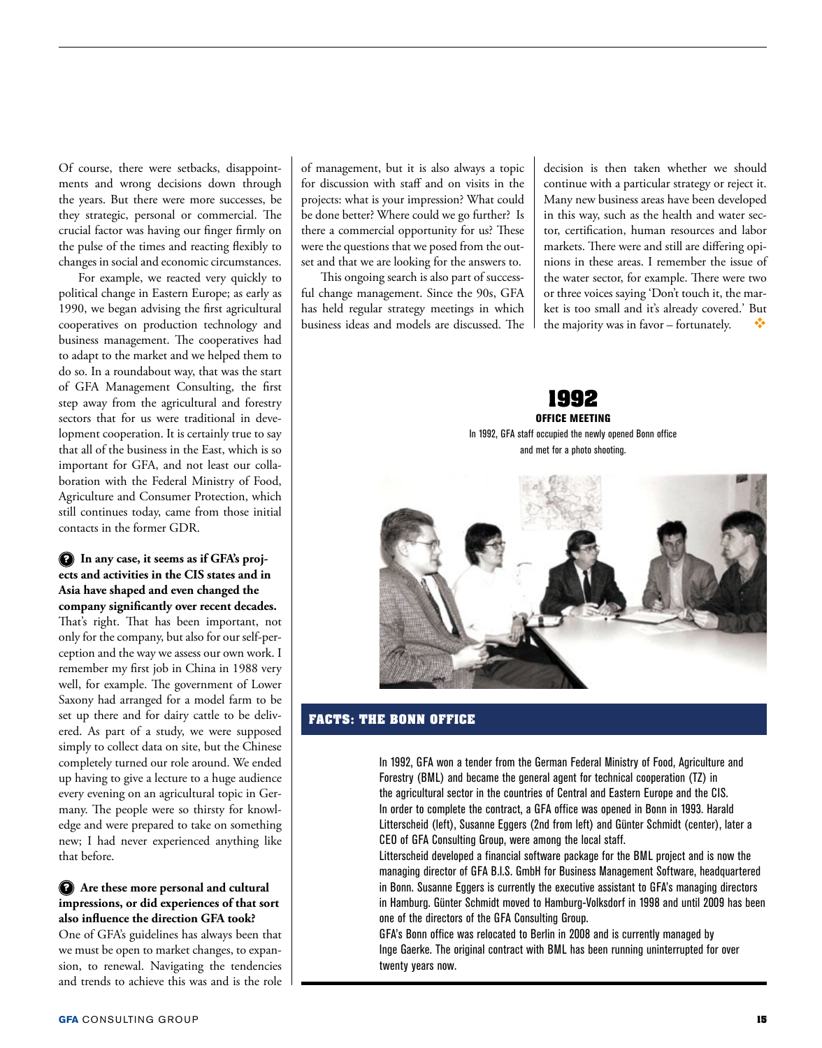Of course, there were setbacks, disappointments and wrong decisions down through the years. But there were more successes, be they strategic, personal or commercial. The crucial factor was having our finger firmly on the pulse of the times and reacting flexibly to changes in social and economic circumstances.

For example, we reacted very quickly to political change in Eastern Europe; as early as 1990, we began advising the first agricultural cooperatives on production technology and business management. The cooperatives had to adapt to the market and we helped them to do so. In a roundabout way, that was the start of GFA Management Consulting, the first step away from the agricultural and forestry sectors that for us were traditional in development cooperation. It is certainly true to say that all of the business in the East, which is so important for GFA, and not least our collaboration with the Federal Ministry of Food, Agriculture and Consumer Protection, which still continues today, came from those initial contacts in the former GDR.

**In any case, it seems as if GFA's projects and activities in the CIS states and in Asia have shaped and even changed the company significantly over recent decades.**

That's right. That has been important, not only for the company, but also for our self-perception and the way we assess our own work. I remember my first job in China in 1988 very well, for example. The government of Lower Saxony had arranged for a model farm to be set up there and for dairy cattle to be delivered. As part of a study, we were supposed simply to collect data on site, but the Chinese completely turned our role around. We ended up having to give a lecture to a huge audience every evening on an agricultural topic in Germany. The people were so thirsty for knowledge and were prepared to take on something new; I had never experienced anything like that before.

**Are these more personal and cultural impressions, or did experiences of that sort also influence the direction GFA took?**

One of GFA's guidelines has always been that we must be open to market changes, to expansion, to renewal. Navigating the tendencies and trends to achieve this was and is the role of management, but it is also always a topic for discussion with staff and on visits in the projects: what is your impression? What could be done better? Where could we go further? Is there a commercial opportunity for us? These were the questions that we posed from the outset and that we are looking for the answers to.

This ongoing search is also part of successful change management. Since the 90s, GFA has held regular strategy meetings in which business ideas and models are discussed. The decision is then taken whether we should continue with a particular strategy or reject it. Many new business areas have been developed in this way, such as the health and water sector, certification, human resources and labor markets. There were and still are differing opinions in these areas. I remember the issue of the water sector, for example. There were two or three voices saying 'Don't touch it, the market is too small and it's already covered.' But the majority was in favor – fortunately.

**1992**

**OFFICE MEETING**

In 1992, GFA staff occupied the newly opened Bonn office and met for a photo shooting.

## FACTS: THE BONN OFFICE

In 1992, GFA won a tender from the German Federal Ministry of Food, Agriculture and Forestry (BML) and became the general agent for technical cooperation (TZ) in the agricultural sector in the countries of Central and Eastern Europe and the CIS. In order to complete the contract, a GFA office was opened in Bonn in 1993. Harald Litterscheid (left), Susanne Eggers (2nd from left) and Günter Schmidt (center), later a CEO of GFA Consulting Group, were among the local staff.

Litterscheid developed a financial software package for the BML project and is now the managing director of GFA B.I.S. GmbH for Business Management Software, headquartered in Bonn. Susanne Eggers is currently the executive assistant to GFA's managing directors in Hamburg. Günter Schmidt moved to Hamburg-Volksdorf in 1998 and until 2009 has been one of the directors of the GFA Consulting Group.

GFA's Bonn office was relocated to Berlin in 2008 and is currently managed by Inge Gaerke. The original contract with BML has been running uninterrupted for over twenty years now.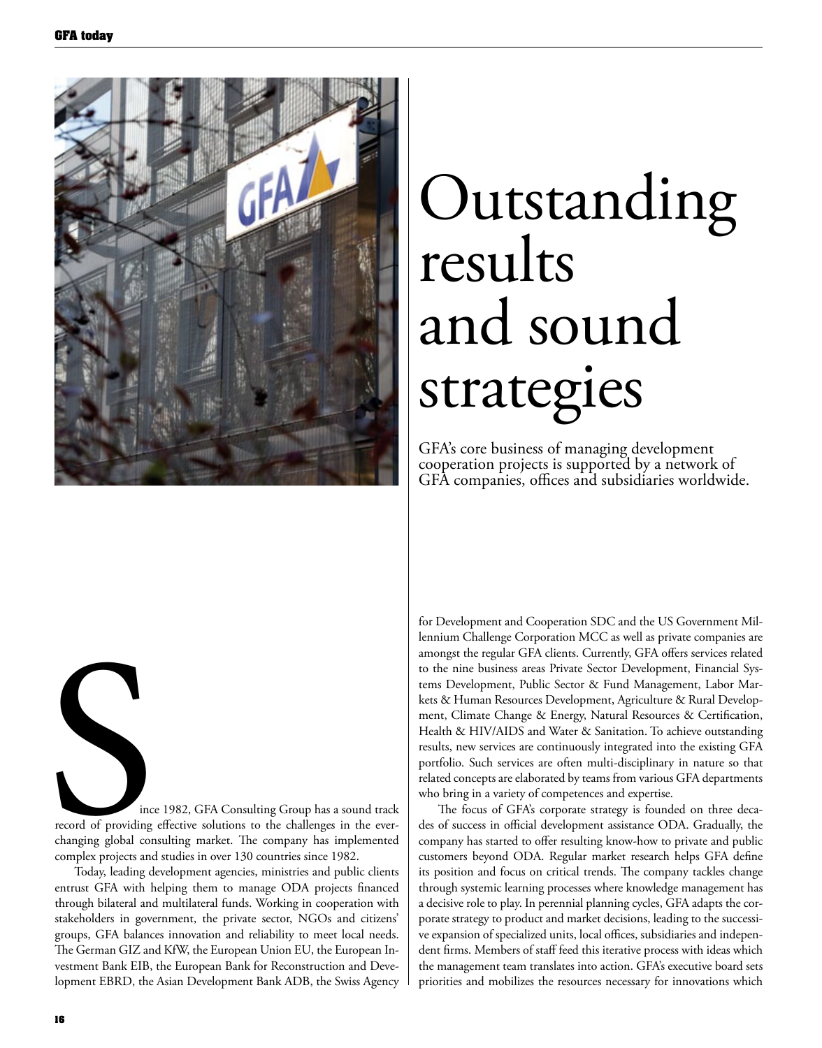# Outstanding results and sound strategies

GFA's core business of managing development cooperation projects is supported by a network of GFA companies, offices and subsidiaries worldwide.

Since 1982, GFA Consulting Group has a sound track record of providing effective solutions to the challenges in the ever-changing global consulting market. The company has implemented complex projects and studies in over 130 countries since 1982.

Today, leading development agencies, ministries and public clients entrust GFA with helping them to manage ODA projects financed through bilateral and multilateral funds. Working in cooperation with stakeholders in government, the private sector, NGOs and citizens' groups, GFA balances innovation and reliability to meet local needs. The German GIZ and KfW, the European Union EU, the European Investment Bank EIB, the European Bank for Reconstruction and Development EBRD, the Asian Development Bank ADB, the Swiss Agency for Development and Cooperation SDC and the US Government Millennium Challenge Corporation MCC as well as private companies are amongst the regular GFA clients. Currently, GFA offers services related to the nine business areas Private Sector Development, Financial Systems Development, Public Sector & Fund Management, Labor Markets & Human Resources Development, Agriculture & Rural Development, Climate Change & Energy, Natural Resources & Certification, Health & HIV/AIDS and Water & Sanitation. To achieve outstanding results, new services are continuously integrated into the existing GFA portfolio. Such services are often multi-disciplinary in nature so that related concepts are elaborated by teams from various GFA departments who bring in a variety of competences and expertise.

The focus of GFA's corporate strategy is founded on three decades of success in official development assistance ODA. Gradually, the company has started to offer resulting know-how to private and public customers beyond ODA. Regular market research helps GFA define its position and focus on critical trends. The company tackles change through systemic learning processes where knowledge management has a decisive role to play. In perennial planning cycles, GFA adapts the corporate strategy to product and market decisions, leading to the successive expansion of specialized units, local offices, subsidiaries and independent firms. Members of staff feed this iterative process with ideas which the management team translates into action. GFA's executive board sets priorities and mobilizes the resources necessary for innovations which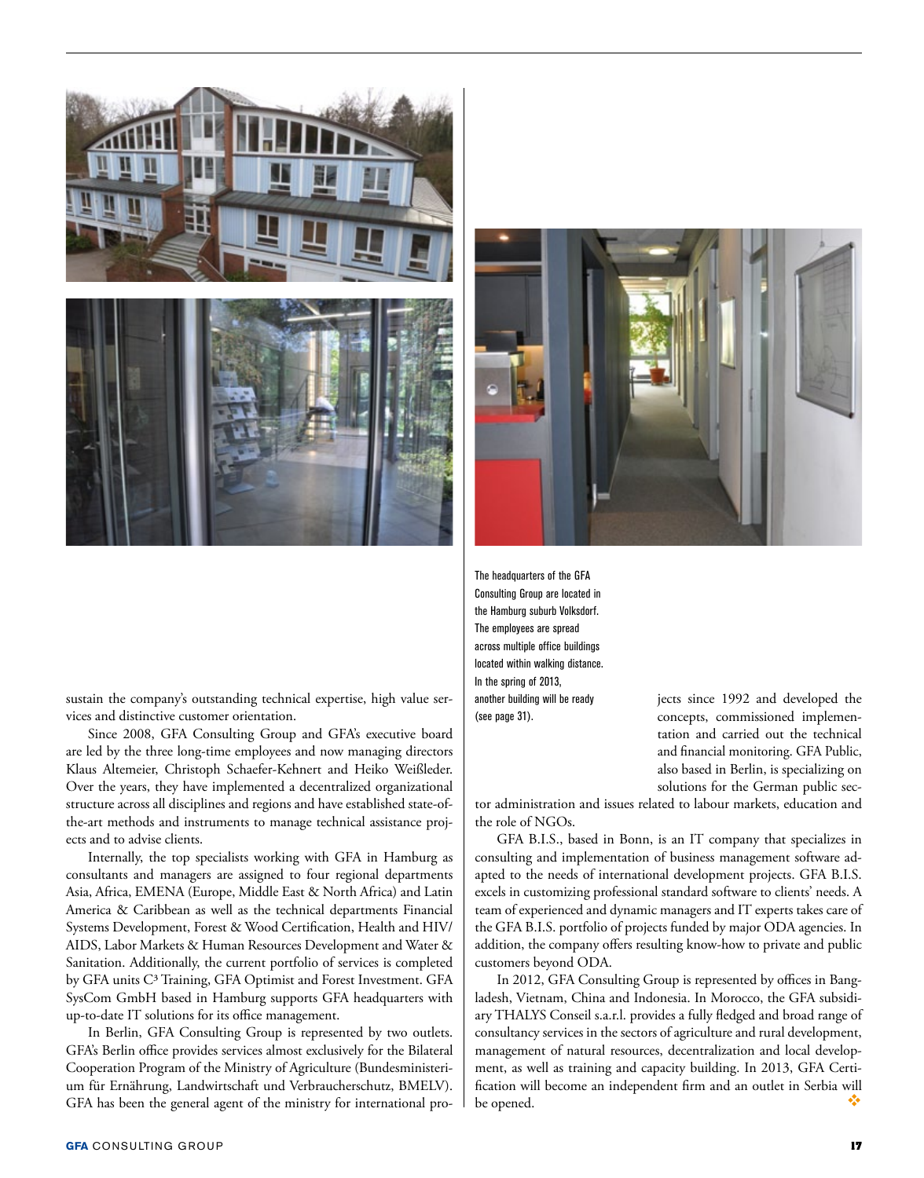sustain the company's outstanding technical expertise, high value services and distinctive customer orientation.

Since 2008, GFA Consulting Group and GFA's executive board are led by the three long-time employees and now managing directors Klaus Altemeier, Christoph Schaefer-Kehnert and Heiko Weißleder. Over the years, they have implemented a decentralized organizational structure across all disciplines and regions and have established state-of-the-art methods and instruments to manage technical assistance projects and to advise clients.

Internally, the top specialists working with GFA in Hamburg as consultants and managers are assigned to four regional departments Asia, Africa, EMENA (Europe, Middle East & North Africa) and Latin America & Caribbean as well as the technical departments Financial Systems Development, Forest & Wood Certification, Health and HIV/AIDS, Labor Markets & Human Resources Development and Water & Sanitation. Additionally, the current portfolio of services is completed by GFA units C³ Training, GFA Optimist and Forest Investment. GFA SysCom GmbH based in Hamburg supports GFA headquarters with up-to-date IT solutions for its office management.

In Berlin, GFA Consulting Group is represented by two outlets. GFA's Berlin office provides services almost exclusively for the Bilateral Cooperation Program of the Ministry of Agriculture (Bundesministerium für Ernährung, Landwirtschaft und Verbraucherschutz, BMELV). GFA has been the general agent of the ministry for international projects since 1992 and developed the concepts, commissioned implementation and carried out the technical and financial monitoring. GFA Public, also based in Berlin, is specializing on solutions for the German public sector administration and issues related to labour markets, education and the role of NGOs.

GFA B.I.S., based in Bonn, is an IT company that specializes in consulting and implementation of business management software adapted to the needs of international development projects. GFA B.I.S. excels in customizing professional standard software to clients' needs. A team of experienced and dynamic managers and IT experts takes care of the GFA B.I.S. portfolio of projects funded by major ODA agencies. In addition, the company offers resulting know-how to private and public customers beyond ODA.

In 2012, GFA Consulting Group is represented by offices in Bangladesh, Vietnam, China and Indonesia. In Morocco, the GFA subsidiary THALYS Conseil s.a.r.l. provides a fully fledged and broad range of consultancy services in the sectors of agriculture and rural development, management of natural resources, decentralization and local development, as well as training and capacity building. In 2013, GFA Certification will become an independent firm and an outlet in Serbia will be opened.

The headquarters of the GFA Consulting Group are located in the Hamburg suburb Volksdorf. The employees are spread across multiple office buildings located within walking distance. In the spring of 2013, another building will be ready (see page 31).